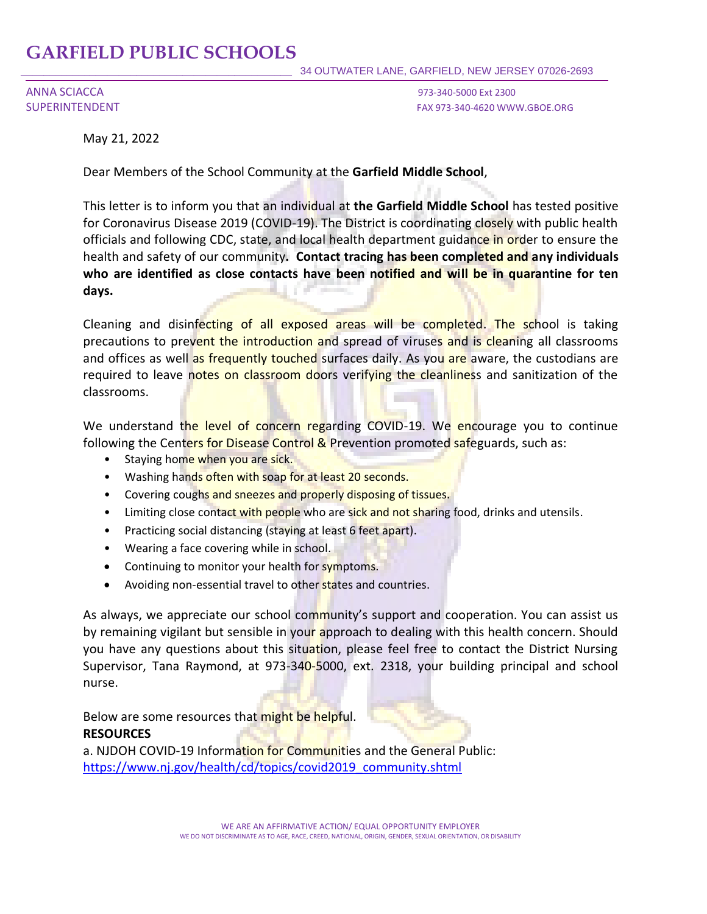# GARFIELD PUBLIC SCHOOLS

34 OUTWATER LANE, GARFIELD, NEW JERSEY 07026-2693

ANNA SCIACCA
SUPERINTENDENT

973-340-5000 Ext 2300
FAX 973-340-4620 WWW.GBOE.ORG

May 21, 2022

Dear Members of the School Community at the **Garfield Middle School**,

This letter is to inform you that an individual at **the Garfield Middle School** has tested positive for Coronavirus Disease 2019 (COVID-19). The District is coordinating closely with public health officials and following CDC, state, and local health department guidance in order to ensure the health and safety of our community**. Contact tracing has been completed and any individuals who are identified as close contacts have been notified and will be in quarantine for ten days.**

Cleaning and disinfecting of all exposed areas will be completed. The school is taking precautions to prevent the introduction and spread of viruses and is cleaning all classrooms and offices as well as frequently touched surfaces daily. As you are aware, the custodians are required to leave notes on classroom doors verifying the cleanliness and sanitization of the classrooms.

We understand the level of concern regarding COVID-19. We encourage you to continue following the Centers for Disease Control & Prevention promoted safeguards, such as:

- Staying home when you are sick.
- Washing hands often with soap for at least 20 seconds.
- Covering coughs and sneezes and properly disposing of tissues.
- Limiting close contact with people who are sick and not sharing food, drinks and utensils.
- Practicing social distancing (staying at least 6 feet apart).
- Wearing a face covering while in school.
- Continuing to monitor your health for symptoms.
- Avoiding non-essential travel to other states and countries.

As always, we appreciate our school community's support and cooperation. You can assist us by remaining vigilant but sensible in your approach to dealing with this health concern. Should you have any questions about this situation, please feel free to contact the District Nursing Supervisor, Tana Raymond, at 973-340-5000, ext. 2318, your building principal and school nurse.

Below are some resources that might be helpful.

**RESOURCES**

a. NJDOH COVID-19 Information for Communities and the General Public:
https://www.nj.gov/health/cd/topics/covid2019_community.shtml

WE ARE AN AFFIRMATIVE ACTION/ EQUAL OPPORTUNITY EMPLOYER
WE DO NOT DISCRIMINATE AS TO AGE, RACE, CREED, NATIONAL, ORIGIN, GENDER, SEXUAL ORIENTATION, OR DISABILITY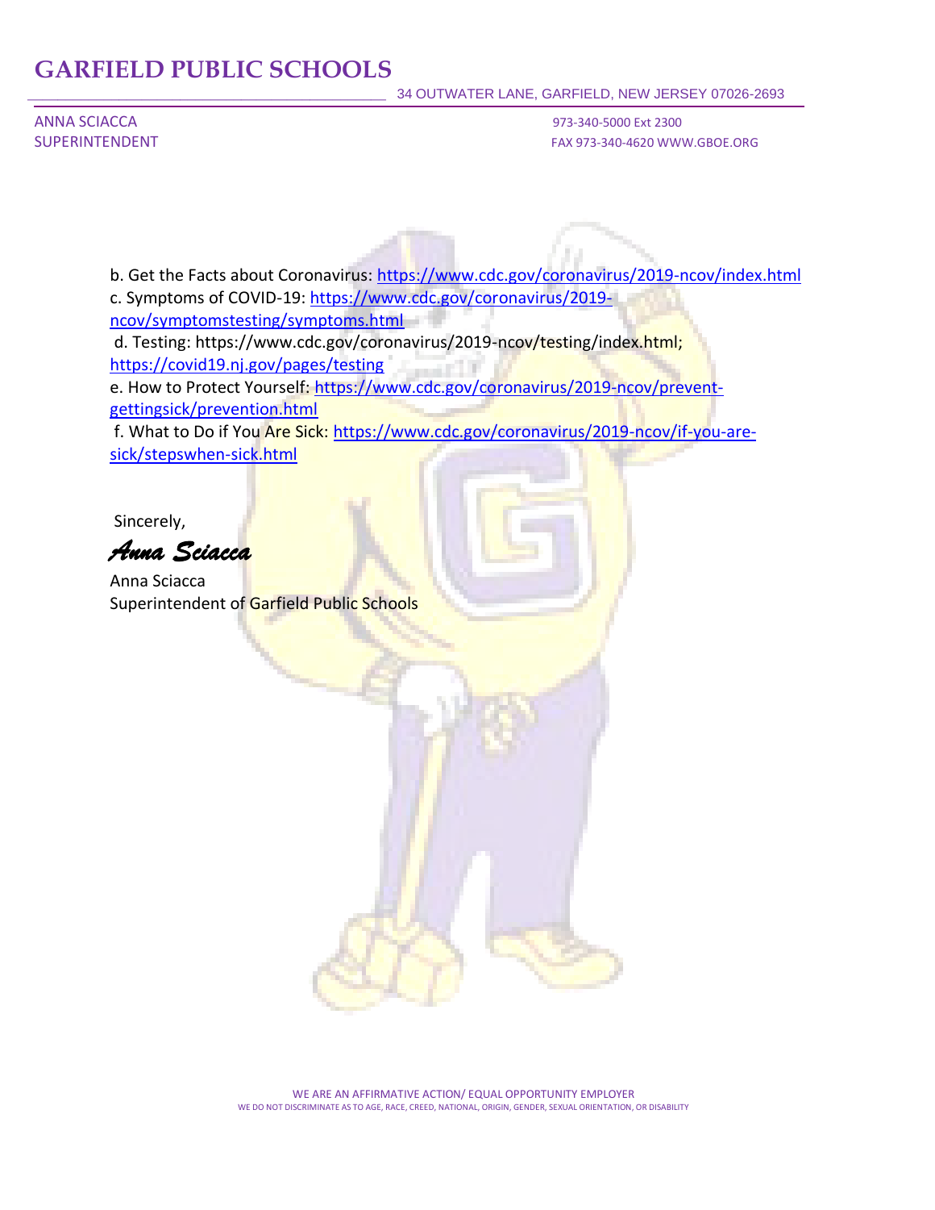# GARFIELD PUBLIC SCHOOLS

34 OUTWATER LANE, GARFIELD, NEW JERSEY 07026-2693

ANNA SCIACCA
SUPERINTENDENT

973-340-5000 Ext 2300
FAX 973-340-4620 WWW.GBOE.ORG

b. Get the Facts about Coronavirus: https://www.cdc.gov/coronavirus/2019-ncov/index.html
c. Symptoms of COVID-19: https://www.cdc.gov/coronavirus/2019-ncov/symptomstesting/symptoms.html
d. Testing: https://www.cdc.gov/coronavirus/2019-ncov/testing/index.html; https://covid19.nj.gov/pages/testing
e. How to Protect Yourself: https://www.cdc.gov/coronavirus/2019-ncov/prevent-gettingsick/prevention.html
f. What to Do if You Are Sick: https://www.cdc.gov/coronavirus/2019-ncov/if-you-are-sick/stepswhen-sick.html

Sincerely,

*Anna Sciacca*

Anna Sciacca
Superintendent of Garfield Public Schools

WE ARE AN AFFIRMATIVE ACTION/ EQUAL OPPORTUNITY EMPLOYER
WE DO NOT DISCRIMINATE AS TO AGE, RACE, CREED, NATIONAL, ORIGIN, GENDER, SEXUAL ORIENTATION, OR DISABILITY